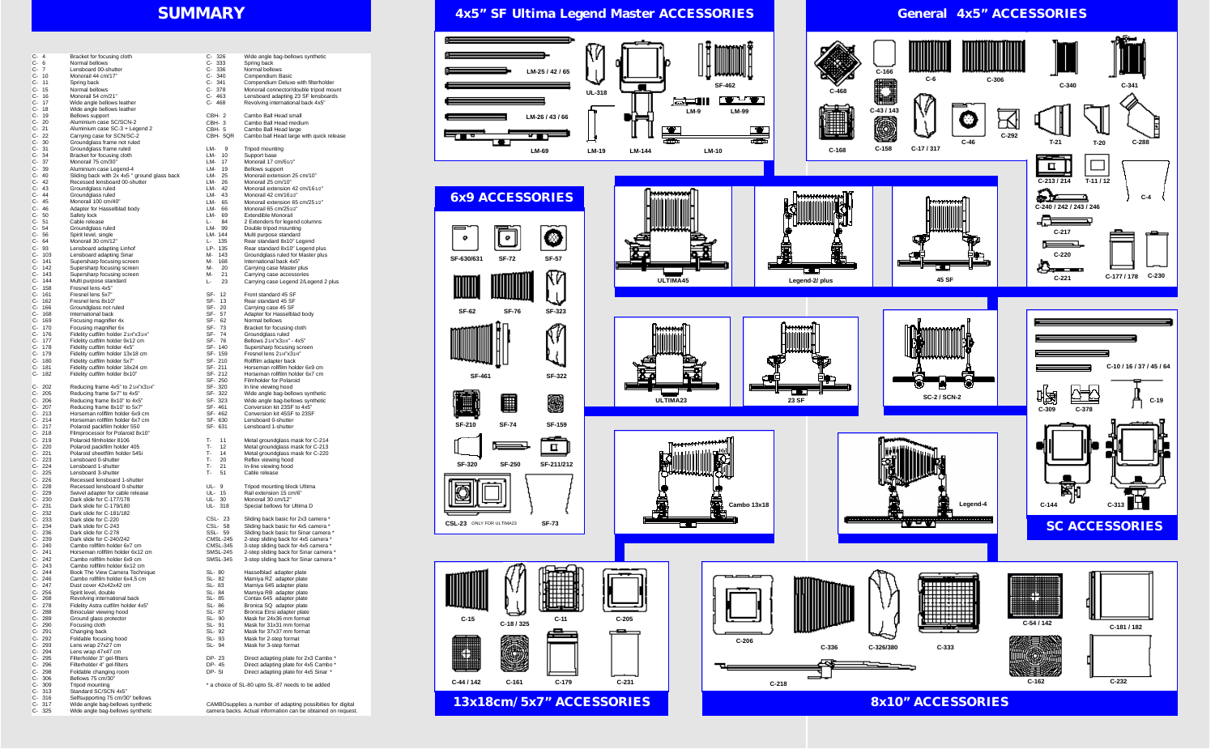# SUMMARY

| Code | Description |
|---|---|
| C- 4 | Bracket for focusing cloth |
| C- 6 | Normal bellows |
| C- 7 | Lensboard 00-shutter |
| C- 10 | Monorail 44 cm/17" |
| C- 11 | Spring back |
| C- 15 | Normal bellows |
| C- 16 | Monorail 54 cm/21" |
| C- 17 | Wide angle bellows leather |
| C- 18 | Wide angle bellows leather |
| C- 19 | Bellows support |
| C- 20 | Aluminium case SC/SCN-2 |
| C- 21 | Aluminium case SC-3 + Legend 2 |
| C- 22 | Carrying case for SCN/SC-2 |
| C- 30 | Groundglass frame not ruled |
| C- 31 | Groundglass frame ruled |
| C- 34 | Bracket for focusing cloth |
| C- 37 | Monorail 75 cm/30" |
| C- 39 | Aluminium case Legend-4 |
| C- 40 | Sliding back with 2x 4x5 " ground glass back |
| C- 42 | Recessed lensboard 00-shutter |
| C- 43 | Groundglass ruled |
| C- 44 | Groundglass ruled |
| C- 45 | Monorail 100 cm/40" |
| C- 46 | Adapter for Hasselblad body |
| C- 50 | Safety lock |
| C- 51 | Cable release |
| C- 54 | Groundglass ruled |
| C- 56 | Spirit level, single |
| C- 64 | Monorail 30 cm/12" |
| C- 93 | Lensboard adapting Linhof |
| C- 103 | Lensboard adapting Sinar |
| C- 141 | Supersharp focusing screen |
| C- 142 | Supersharp focusing screen |
| C- 143 | Supersharp focusing screen |
| C- 144 | Multi purpose standard |
| C- 158 | Fresnel lens 4x5" |
| C- 161 | Fresnel lens 5x7" |
| C- 162 | Fresnel lens 8x10" |
| C- 166 | Groundglass not ruled |
| C- 168 | International back |
| C- 169 | Focusing magnifier 4x |
| C- 170 | Focusing magnifier 6x |
| C- 176 | Fidelity cutfilm holder 2 1/4"x3 1/4" |
| C- 177 | Fidelity cutfilm holder 9x12 cm |
| C- 178 | Fidelity cutfilm holder 4x5" |
| C- 179 | Fidelity cutfilm holder 13x18 cm |
| C- 180 | Fidelity cutfilm holder 5x7" |
| C- 181 | Fidelity cutfilm holder 18x24 cm |
| C- 182 | Fidelity cutfilm holder 8x10" |
| C- 202 | Reducing frame 4x5" to 2 1/4"x3 1/4" |
| C- 205 | Reducing frame 5x7" to 4x5" |
| C- 206 | Reducing frame 8x10" to 4x5" |
| C- 207 | Reducing frame 8x10" to 5x7" |
| C- 213 | Horseman rollfilm holder 6x9 cm |
| C- 214 | Horseman rollfilm holder 6x7 cm |
| C- 217 | Polaroid packfilm holder 550 |
| C- 218 | Filmprocessor for Polaroid 8x10" |
| C- 219 | Polaroid filmholder 8106 |
| C- 220 | Polaroid packfilm holder 405 |
| C- 221 | Polaroid sheetfilm holder 545i |
| C- 223 | Lensboard 0-shutter |
| C- 224 | Lensboard 1-shutter |
| C- 225 | Lensboard 3-shutter |
| C- 226 | Recessed lensboard 1-shutter |
| C- 228 | Recessed lensboard 0-shutter |
| C- 229 | Swivel adapter for cable release |
| C- 230 | Dark slide for C-177/178 |
| C- 231 | Dark slide for C-179/180 |
| C- 232 | Dark slide for C-181/182 |
| C- 233 | Dark slide for C-220 |
| C- 234 | Dark slide for C-243 |
| C- 236 | Dark slide for C-278 |
| C- 239 | Dark slide for C-240/242 |
| C- 240 | Cambo rollfilm holder 6x7 cm |
| C- 241 | Horseman rollfilm holder 6x12 cm |
| C- 242 | Cambo rollfilm holder 6x9 cm |
| C- 243 | Cambo rollfilm holder 6x12 cm |
| C- 244 | Book The View Camera Technique |
| C- 246 | Cambo rollfilm holder 6x4,5 cm |
| C- 247 | Dust cover 42x42x42 cm |
| C- 256 | Spirit level, double |
| C- 268 | Revolving international back |
| C- 278 | Fidelity Astra cutfilm holder 4x5" |
| C- 288 | Binocular viewing hood |
| C- 289 | Ground glass protector |
| C- 290 | Focusing cloth |
| C- 291 | Changing back |
| C- 292 | Foldable focusing hood |
| C- 293 | Lens wrap 27x27 cm |
| C- 294 | Lens wrap 47x47 cm |
| C- 295 | Filterholder 3" gel-filters |
| C- 296 | Filterholder 4" gel-filters |
| C- 298 | Foldable changing room |
| C- 306 | Bellows 75 cm/30" |
| C- 309 | Tripod mounting |
| C- 313 | Standard SC/SCN 4x5" |
| C- 316 | Selfsupporting 75 cm/30" bellows |
| C- 317 | Wide angle bag-bellows synthetic |
| C- 325 | Wide angle bag-bellows synthetic |

| Code | Description |
|---|---|
| C- 326 | Wide angle bag-bellows synthetic |
| C- 333 | Spring back |
| C- 336 | Normal bellows |
| C- 340 | Compendium Basic |
| C- 341 | Compendium Deluxe with filterholder |
| C- 378 | Monorail connector/double tripod mount |
| C- 463 | Lensboard adapting 23 SF lensboards |
| C- 468 | Revolving international back 4x5" |
| CBH- 2 | Cambo Ball Head small |
| CBH- 3 | Cambo Ball Head medium |
| CBH- 5 | Cambo Ball Head large |
| CBH- 5QR | Cambo Ball Head large with quick release |
| LM- 9 | Tripod mounting |
| LM- 10 | Support base |
| LM- 17 | Monorail 17 cm/6 1/2" |
| LM- 19 | Bellows support |
| LM- 25 | Monorail extension 25 cm/10" |
| LM- 26 | Monorail 25 cm/10" |
| LM- 42 | Monorail extension 42 cm/16 1/2" |
| LM- 43 | Monorail 42 cm/16 1/2" |
| LM- 65 | Monorail extension 65 cm/25 1/2" |
| LM- 66 | Monorail 65 cm/25 1/2" |
| LM- 69 | Extendible Monorail |
| L- 84 | 2 Extenders for legend columns |
| LM- 99 | Double tripod mounting |
| LM- 144 | Multi purpose standard |
| L- 135 | Rear standard 8x10" Legend |
| LP- 135 | Rear standard 8x10" Legend plus |
| M- 143 | Groundglass ruled for Master plus |
| M- 168 | International back 4x5" |
| M- 20 | Carrying case Master plus |
| M- 21 | Carrying case accessories |
| L- 23 | Carrying case Legend 2/Legend 2 plus |
| SF- 12 | Front standard 45 SF |
| SF- 13 | Rear standard 45 SF |
| SF- 20 | Carrying case 45 SF |
| SF- 57 | Adapter for Hasselblad body |
| SF- 62 | Normal bellows |
| SF- 73 | Bracket for focusing cloth |
| SF- 74 | Groundglass ruled |
| SF- 76 | Bellows 2 1/4"x3 1/4" - 4x5" |
| SF- 140 | Supersharp focusing screen |
| SF- 159 | Fresnel lens 2 1/4"x3 1/4" |
| SF- 210 | Rollfilm adapter back |
| SF- 211 | Horseman rollfilm holder 6x9 cm |
| SF- 212 | Horseman rollfilm holder 6x7 cm |
| SF- 250 | Filmholder for Polaroid |
| SF- 320 | In line viewing hood |
| SF- 322 | Wide angle bag-bellows synthetic |
| SF- 323 | Wide angle bag-bellows synthetic |
| SF- 461 | Conversion kit 23SF to 4x5" |
| SF- 462 | Conversion kit 45SF to 23SF |
| SF- 630 | Lensboard 0-shutter |
| SF- 631 | Lensboard 1-shutter |
| T- 11 | Metal groundglass mask for C-214 |
| T- 12 | Metal groundglass mask for C-213 |
| T- 14 | Metal groundglass mask for C-220 |
| T- 20 | Reflex viewing hood |
| T- 21 | In-line viewing hood |
| T- 51 | Cable release |
| UL- 9 | Tripod mounting block Ultima |
| UL- 15 | Rail extension 15 cm/6" |
| UL- 30 | Monorail 30 cm/12" |
| UL- 318 | Special bellows for Ultima D |
| CSL- 23 | Sliding back basic for 2x3 camera * |
| CSL- 58 | Sliding back basic for 4x5 camera * |
| SSL- 59 | Sliding back basic for Sinar camera * |
| CMSL-245 | 2-step sliding back for 4x5 camera * |
| CMSL-345 | 3-step sliding back for 4x5 camera * |
| SMSL-245 | 2-step sliding back for Sinar camera * |
| SMSL-345 | 3-step sliding back for Sinar camera * |
| SL- 80 | Hasselblad adapter plate |
| SL- 82 | Mamiya RZ adapter plate |
| SL- 83 | Mamiya 645 adapter plate |
| SL- 84 | Mamiya RB adapter plate |
| SL- 85 | Contax 645 adapter plate |
| SL- 86 | Bronica SQ adapter plate |
| SL- 87 | Bronica Etrsi adapter plate |
| SL- 90 | Mask for 24x36 mm format |
| SL- 91 | Mask for 31x31 mm format |
| SL- 92 | Mask for 37x37 mm format |
| SL- 93 | Mask for 2-step format |
| SL- 94 | Mask for 3-step format |
| DP- 23 | Direct adapting plate for 2x3 Cambo * |
| DP- 45 | Direct adapting plate for 4x5 Cambo * |
| DP- SI | Direct adapting plate for 4x5 Sinar * |

\* a choice of SL-80 upto SL-87 needs to be added

CAMBOsupplies a number of adapting possibilities for digital camera backs. Actual information can be obtained on request.

# 4x5" SF Ultima Legend Master ACCESSORIES

LM-25 / 42 / 65, UL-318, SF-462, LM-26 / 43 / 66, LM-9, LM-99, LM-69, LM-19, LM-144, LM-10

# General 4x5" ACCESSORIES

C-468, C-166, C-6, C-306, C-340, C-341, C-43 / 143, C-168, C-158, C-17 / 317, C-46, C-292, T-21, T-20, C-288, C-213 / 214, T-11 / 12, C-4, C-240 / 242 / 243 / 246, C-217, C-220, C-221, C-177 / 178, C-230

ULTIMA45, Legend-2/ plus, 45 SF, ULTIMA23, 23 SF, SC-2 / SCN-2, Cambo 13x18, Legend-4

# 6x9 ACCESSORIES

SF-630/631, SF-72, SF-57, SF-62, SF-76, SF-323, SF-461, SF-322, SF-210, SF-74, SF-159, SF-320, SF-250, SF-211/212, CSL-23 ONLY FOR ULTIMA23, SF-73

# SC ACCESSORIES

C-10 / 16 / 37 / 45 / 64, C-309, C-378, C-19, C-144, C-313

# 13x18cm/5x7" ACCESSORIES

C-15, C-18 / 325, C-11, C-205, C-44 / 142, C-161, C-179, C-231

# 8x10" ACCESSORIES

C-206, C-336, C-326/380, C-333, C-54 / 142, C-181 / 182, C-218, C-162, C-232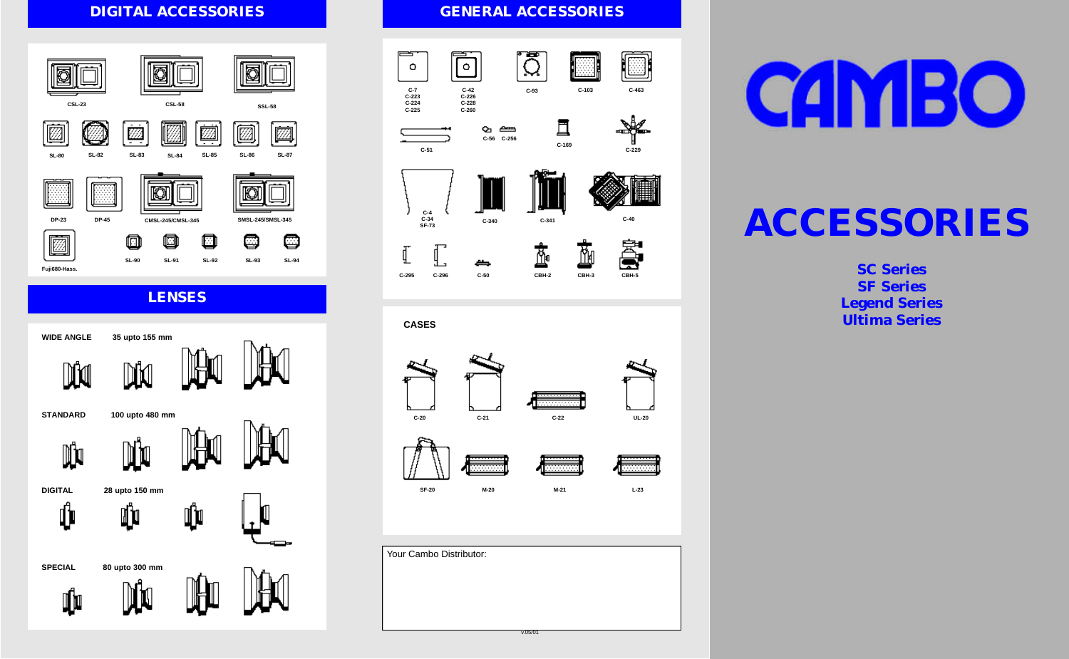## DIGITAL ACCESSORIES

CSL-23
CSL-58
SSL-58

SL-80
SL-82
SL-83
SL-84
SL-85
SL-86
SL-87

DP-23
DP-45
CMSL-245/CMSL-345
SMSL-245/SMSL-345

Fuji680-Hass.
SL-90
SL-91
SL-92
SL-93
SL-94

## LENSES

WIDE ANGLE 35 upto 155 mm

STANDARD 100 upto 480 mm

DIGITAL 28 upto 150 mm

SPECIAL 80 upto 300 mm

## GENERAL ACCESSORIES

C-7
C-223
C-224
C-225

C-42
C-226
C-228
C-260

C-93
C-103
C-463

C-51
C-56
C-256
C-169
C-229

C-4
C-34
SF-73

C-340
C-341
C-40

C-295
C-296
C-50
CBH-2
CBH-3
CBH-5

### CASES

C-20
C-21
C-22
UL-20

SF-20
M-20
M-21
L-23

Your Cambo Distributor:

v.05/01

# CAMBO

# ACCESSORIES

**SC Series**
**SF Series**
**Legend Series**
**Ultima Series**